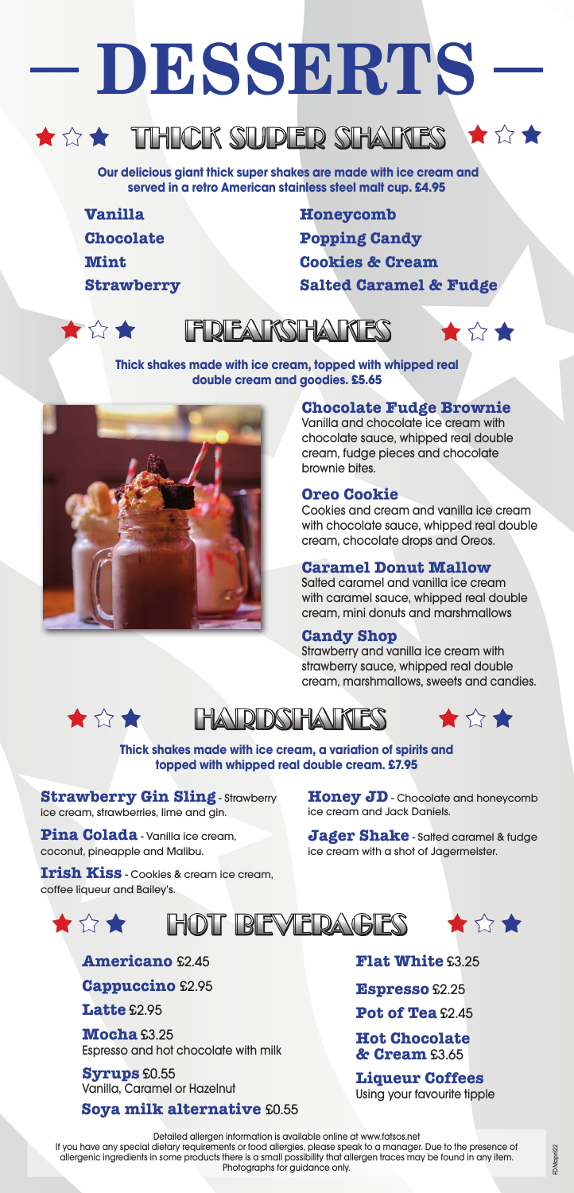# — DESSERTS —

## ★☆★ THICK SUPER SHAKES ★☆★

**Our delicious giant thick super shakes are made with ice cream and served in a retro American stainless steel malt cup. £4.95**

**Vanilla**

**Chocolate**

**Mint**

**Strawberry**

**Honeycomb**

**Popping Candy**

**Cookies & Cream**

**Salted Caramel & Fudge**

## ★☆★ FREAKSHAKES ★☆★

**Thick shakes made with ice cream, topped with whipped real double cream and goodies. £5.65**

**Chocolate Fudge Brownie**
Vanilla and chocolate ice cream with chocolate sauce, whipped real double cream, fudge pieces and chocolate brownie bites.

**Oreo Cookie**
Cookies and cream and vanilla ice cream with chocolate sauce, whipped real double cream, chocolate drops and Oreos.

**Caramel Donut Mallow**
Salted caramel and vanilla ice cream with caramel sauce, whipped real double cream, mini donuts and marshmallows

**Candy Shop**
Strawberry and vanilla ice cream with strawberry sauce, whipped real double cream, marshmallows, sweets and candies.

## ★☆★ HARDSHAKES ★☆★

**Thick shakes made with ice cream, a variation of spirits and topped with whipped real double cream. £7.95**

**Strawberry Gin Sling** - Strawberry ice cream, strawberries, lime and gin.

**Pina Colada** - Vanilla ice cream, coconut, pineapple and Malibu.

**Irish Kiss** - Cookies & cream ice cream, coffee liqueur and Bailey's.

**Honey JD** - Chocolate and honeycomb ice cream and Jack Daniels.

**Jager Shake** - Salted caramel & fudge ice cream with a shot of Jagermeister.

## ★☆★ HOT BEVERAGES ★☆★

**Americano** £2.45

**Cappuccino** £2.95

**Latte** £2.95

**Mocha** £3.25
Espresso and hot chocolate with milk

**Syrups** £0.55
Vanilla, Caramel or Hazelnut

**Soya milk alternative** £0.55

**Flat White** £3.25

**Espresso** £2.25

**Pot of Tea** £2.45

**Hot Chocolate & Cream** £3.65

**Liqueur Coffees**
Using your favourite tipple

Detailed allergen information is available online at www.fatsos.net
If you have any special dietary requirements or food allergies, please speak to a manager. Due to the presence of allergenic ingredients in some products there is a small possibility that allergen traces may be found in any item. Photographs for guidance only.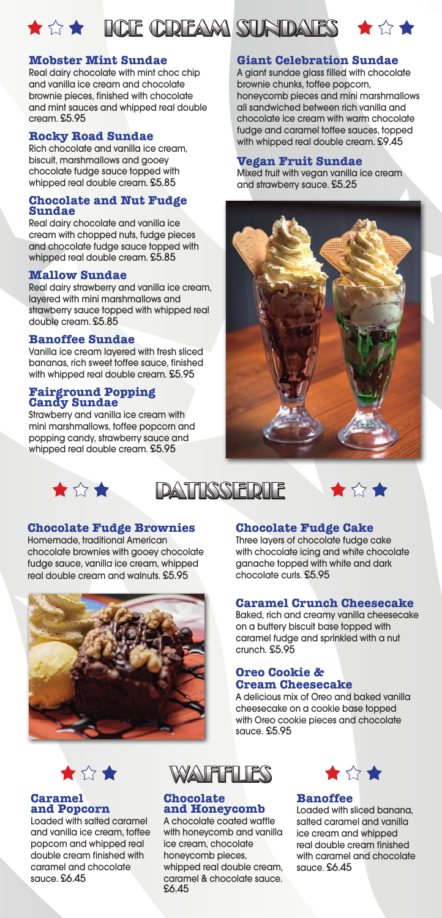# ICE CREAM SUNDAES

### Mobster Mint Sundae

Real dairy chocolate with mint choc chip and vanilla ice cream and chocolate brownie pieces, finished with chocolate and mint sauces and whipped real double cream. £5.95

### Rocky Road Sundae

Rich chocolate and vanilla ice cream, biscuit, marshmallows and gooey chocolate fudge sauce topped with whipped real double cream. £5.85

### Chocolate and Nut Fudge Sundae

Real dairy chocolate and vanilla ice cream with chopped nuts, fudge pieces and chocolate fudge sauce topped with whipped real double cream. £5.85

### Mallow Sundae

Real dairy strawberry and vanilla ice cream, layered with mini marshmallows and strawberry sauce topped with whipped real double cream. £5.85

### Banoffee Sundae

Vanilla ice cream layered with fresh sliced bananas, rich sweet toffee sauce, finished with whipped real double cream. £5.95

### Fairground Popping Candy Sundae

Strawberry and vanilla ice cream with mini marshmallows, toffee popcorn and popping candy, strawberry sauce and whipped real double cream. £5.95

### Giant Celebration Sundae

A giant sundae glass filled with chocolate brownie chunks, toffee popcorn, honeycomb pieces and mini marshmallows all sandwiched between rich vanilla and chocolate ice cream with warm chocolate fudge and caramel toffee sauces, topped with whipped real double cream. £9.45

### Vegan Fruit Sundae

Mixed fruit with vegan vanilla ice cream and strawberry sauce. £5.25

# PATISSERIE

### Chocolate Fudge Brownies

Homemade, traditional American chocolate brownies with gooey chocolate fudge sauce, vanilla ice cream, whipped real double cream and walnuts. £5.95

### Chocolate Fudge Cake

Three layers of chocolate fudge cake with chocolate icing and white chocolate ganache topped with white and dark chocolate curls. £5.95

### Caramel Crunch Cheesecake

Baked, rich and creamy vanilla cheesecake on a buttery biscuit base topped with caramel fudge and sprinkled with a nut crunch. £5.95

### Oreo Cookie & Cream Cheesecake

A delicious mix of Oreo and baked vanilla cheesecake on a cookie base topped with Oreo cookie pieces and chocolate sauce. £5.95

# WAFFLES

### Caramel and Popcorn

Loaded with salted caramel and vanilla ice cream, toffee popcorn and whipped real double cream finished with caramel and chocolate sauce. £6.45

### Chocolate and Honeycomb

A chocolate coated waffle with honeycomb and vanilla ice cream, chocolate honeycomb pieces, whipped real double cream, caramel & chocolate sauce. £6.45

### Banoffee

Loaded with sliced banana, salted caramel and vanilla ice cream and whipped real double cream finished with caramel and chocolate sauce. £6.45